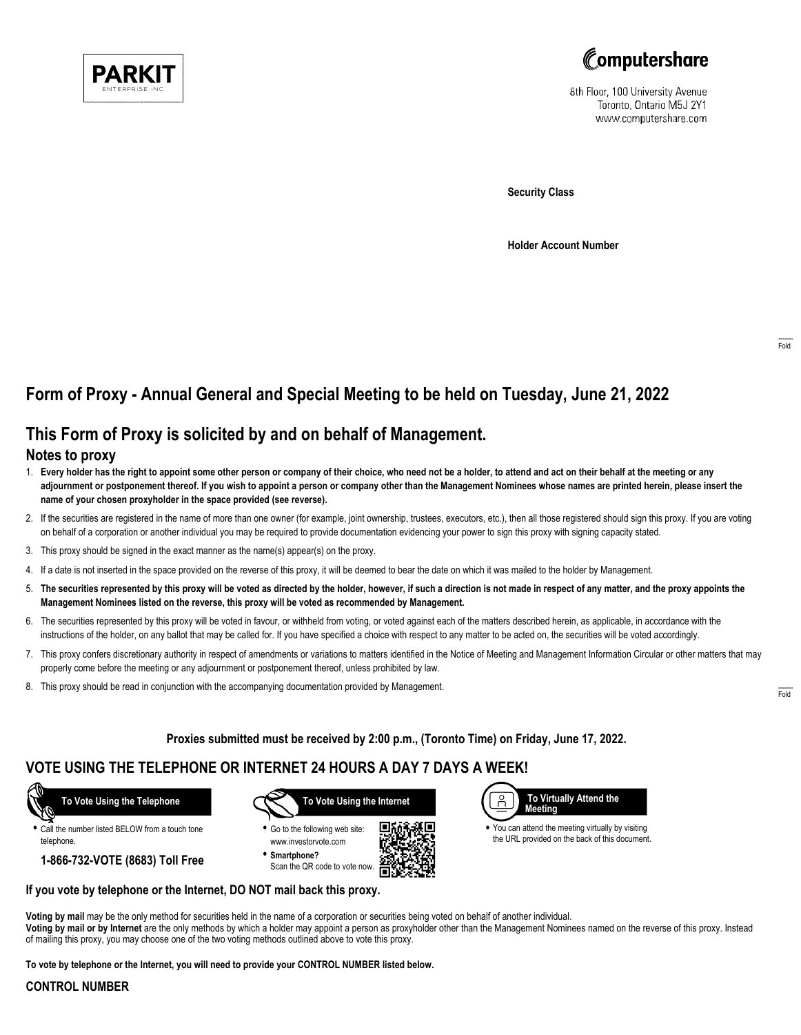PARKIT ENTERPRISE INC

Computershare
8th Floor, 100 University Avenue
Toronto, Ontario M5J 2Y1
www.computershare.com

**Security Class**

**Holder Account Number**

Fold

# Form of Proxy - Annual General and Special Meeting to be held on Tuesday, June 21, 2022

## This Form of Proxy is solicited by and on behalf of Management.

### Notes to proxy

1. **Every holder has the right to appoint some other person or company of their choice, who need not be a holder, to attend and act on their behalf at the meeting or any adjournment or postponement thereof. If you wish to appoint a person or company other than the Management Nominees whose names are printed herein, please insert the name of your chosen proxyholder in the space provided (see reverse).**
2. If the securities are registered in the name of more than one owner (for example, joint ownership, trustees, executors, etc.), then all those registered should sign this proxy. If you are voting on behalf of a corporation or another individual you may be required to provide documentation evidencing your power to sign this proxy with signing capacity stated.
3. This proxy should be signed in the exact manner as the name(s) appear(s) on the proxy.
4. If a date is not inserted in the space provided on the reverse of this proxy, it will be deemed to bear the date on which it was mailed to the holder by Management.
5. **The securities represented by this proxy will be voted as directed by the holder, however, if such a direction is not made in respect of any matter, and the proxy appoints the Management Nominees listed on the reverse, this proxy will be voted as recommended by Management.**
6. The securities represented by this proxy will be voted in favour, or withheld from voting, or voted against each of the matters described herein, as applicable, in accordance with the instructions of the holder, on any ballot that may be called for. If you have specified a choice with respect to any matter to be acted on, the securities will be voted accordingly.
7. This proxy confers discretionary authority in respect of amendments or variations to matters identified in the Notice of Meeting and Management Information Circular or other matters that may properly come before the meeting or any adjournment or postponement thereof, unless prohibited by law.
8. This proxy should be read in conjunction with the accompanying documentation provided by Management.

Fold

**Proxies submitted must be received by 2:00 p.m., (Toronto Time) on Friday, June 17, 2022.**

## VOTE USING THE TELEPHONE OR INTERNET 24 HOURS A DAY 7 DAYS A WEEK!

**To Vote Using the Telephone**

- Call the number listed BELOW from a touch tone telephone.

**1-866-732-VOTE (8683) Toll Free**

**To Vote Using the Internet**

- Go to the following web site: www.investorvote.com
- **Smartphone?** Scan the QR code to vote now.

**To Virtually Attend the Meeting**

- You can attend the meeting virtually by visiting the URL provided on the back of this document.

**If you vote by telephone or the Internet, DO NOT mail back this proxy.**

**Voting by mail** may be the only method for securities held in the name of a corporation or securities being voted on behalf of another individual.
**Voting by mail or by Internet** are the only methods by which a holder may appoint a person as proxyholder other than the Management Nominees named on the reverse of this proxy. Instead of mailing this proxy, you may choose one of the two voting methods outlined above to vote this proxy.

**To vote by telephone or the Internet, you will need to provide your CONTROL NUMBER listed below.**

**CONTROL NUMBER**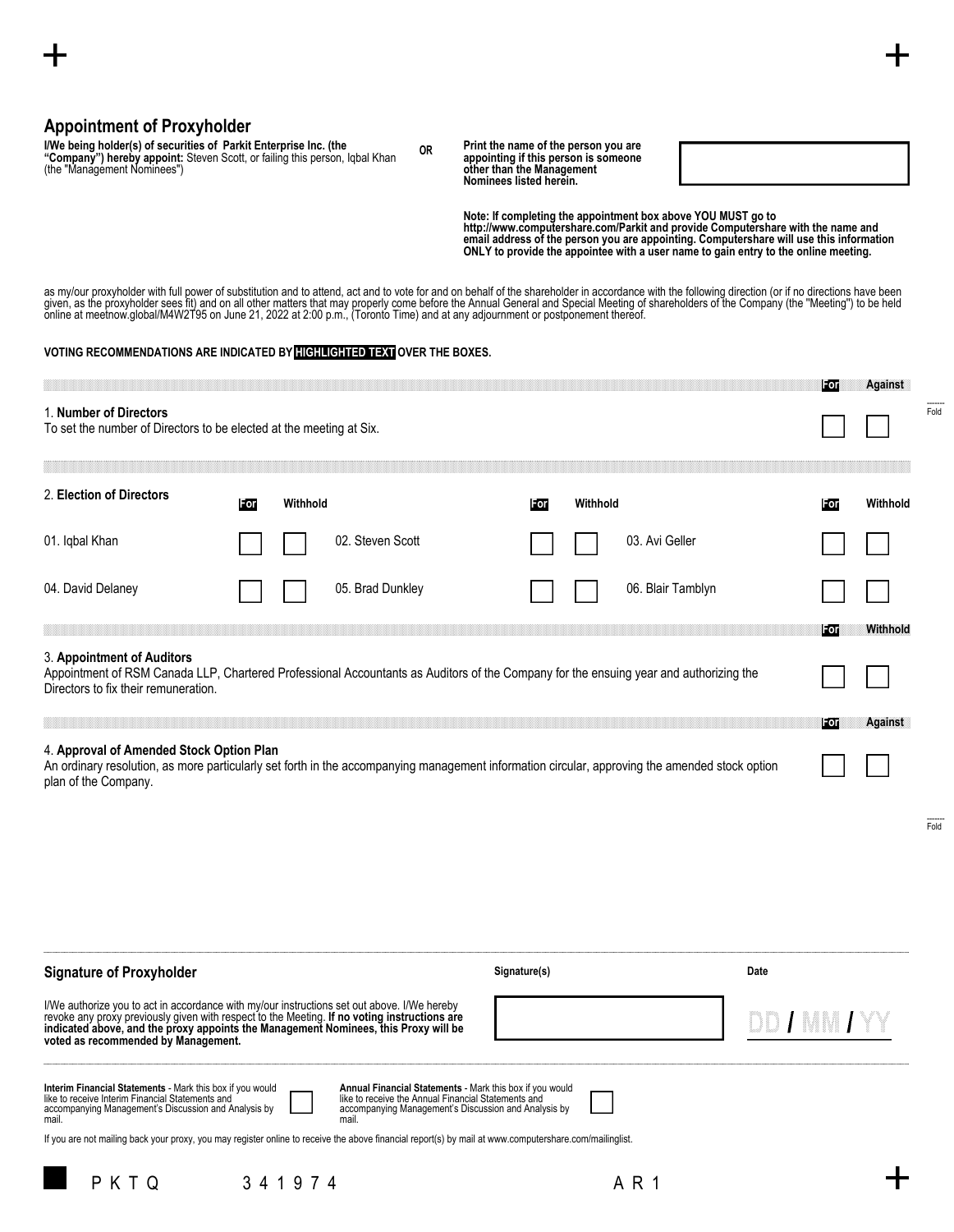## Appointment of Proxyholder

**I/We being holder(s) of securities of Parkit Enterprise Inc. (the "Company") hereby appoint:** Steven Scott, or failing this person, Iqbal Khan (the "Management Nominees")

**OR**

**Print the name of the person you are appointing if this person is someone other than the Management Nominees listed herein.**

**Note: If completing the appointment box above YOU MUST go to http://www.computershare.com/Parkit and provide Computershare with the name and email address of the person you are appointing. Computershare will use this information ONLY to provide the appointee with a user name to gain entry to the online meeting.**

as my/our proxyholder with full power of substitution and to attend, act and to vote for and on behalf of the shareholder in accordance with the following direction (or if no directions have been given, as the proxyholder sees fit) and on all other matters that may properly come before the Annual General and Special Meeting of shareholders of the Company (the "Meeting") to be held online at meetnow.global/M4W2T95 on June 21, 2022 at 2:00 p.m., (Toronto Time) and at any adjournment or postponement thereof.

**VOTING RECOMMENDATIONS ARE INDICATED BY HIGHLIGHTED TEXT OVER THE BOXES.**

| | For | Against |
|---|---|---|
| 1. **Number of Directors**<br>To set the number of Directors to be elected at the meeting at Six. | ☐ | ☐ |

2. **Election of Directors**

| | For | Withhold | | For | Withhold | | For | Withhold |
|---|---|---|---|---|---|---|---|---|
| 01. Iqbal Khan | ☐ | ☐ | 02. Steven Scott | ☐ | ☐ | 03. Avi Geller | ☐ | ☐ |
| 04. David Delaney | ☐ | ☐ | 05. Brad Dunkley | ☐ | ☐ | 06. Blair Tamblyn | ☐ | ☐ |

| | For | Withhold |
|---|---|---|
| 3. **Appointment of Auditors**<br>Appointment of RSM Canada LLP, Chartered Professional Accountants as Auditors of the Company for the ensuing year and authorizing the Directors to fix their remuneration. | ☐ | ☐ |

| | For | Against |
|---|---|---|
| 4. **Approval of Amended Stock Option Plan**<br>An ordinary resolution, as more particularly set forth in the accompanying management information circular, approving the amended stock option plan of the Company. | ☐ | ☐ |

Fold

Fold

### Signature of Proxyholder

I/We authorize you to act in accordance with my/our instructions set out above. I/We hereby revoke any proxy previously given with respect to the Meeting. **If no voting instructions are indicated above, and the proxy appoints the Management Nominees, this Proxy will be voted as recommended by Management.**

Signature(s)

Date

DD / MM / YY

**Interim Financial Statements** - Mark this box if you would like to receive Interim Financial Statements and accompanying Management's Discussion and Analysis by mail. ☐

**Annual Financial Statements** - Mark this box if you would like to receive the Annual Financial Statements and accompanying Management's Discussion and Analysis by mail. ☐

If you are not mailing back your proxy, you may register online to receive the above financial report(s) by mail at www.computershare.com/mailinglist.

P K T Q 3 4 1 9 7 4 A R 1